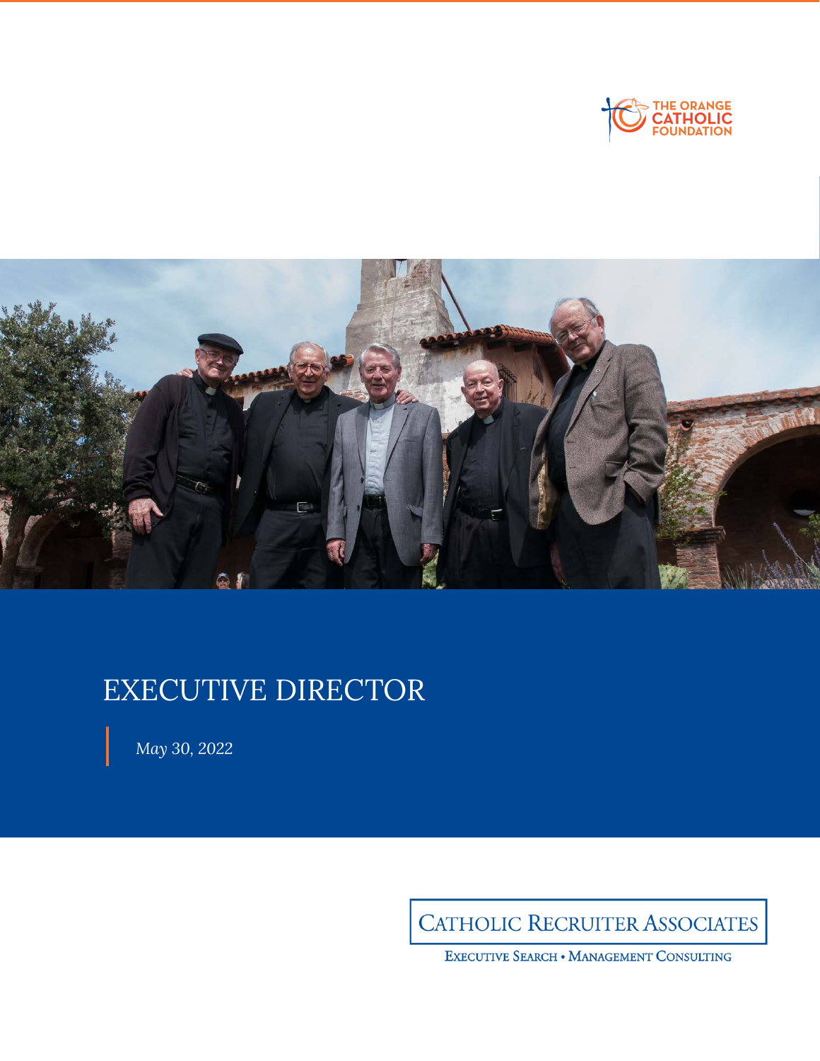THE ORANGE CATHOLIC FOUNDATION

# EXECUTIVE DIRECTOR

*May 30, 2022*

CATHOLIC RECRUITER ASSOCIATES

EXECUTIVE SEARCH • MANAGEMENT CONSULTING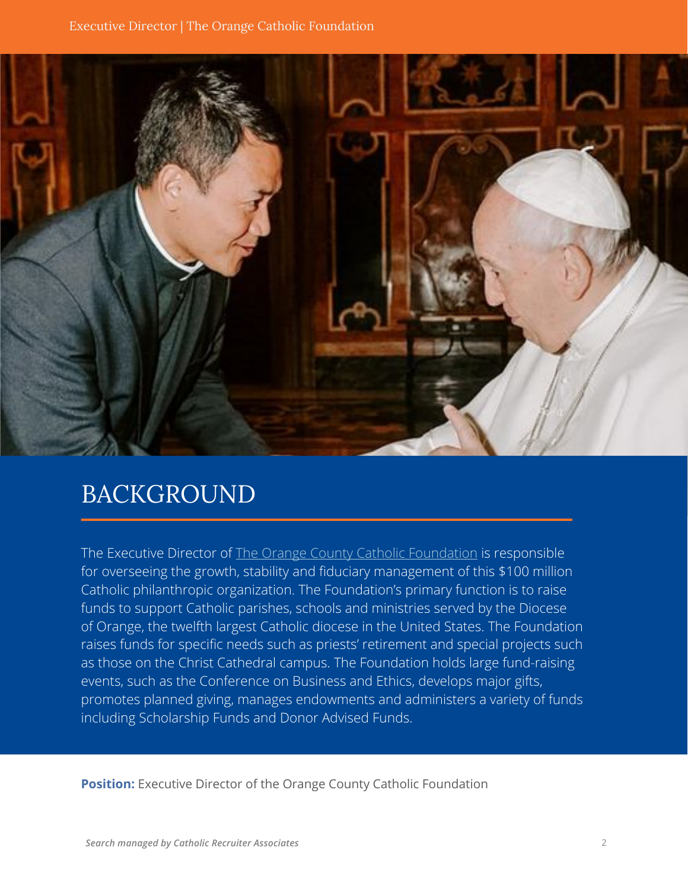## BACKGROUND

The Executive Director of The Orange County Catholic Foundation is responsible for overseeing the growth, stability and fiduciary management of this $100 million Catholic philanthropic organization. The Foundation's primary function is to raise funds to support Catholic parishes, schools and ministries served by the Diocese of Orange, the twelfth largest Catholic diocese in the United States. The Foundation raises funds for specific needs such as priests' retirement and special projects such as those on the Christ Cathedral campus. The Foundation holds large fund-raising events, such as the Conference on Business and Ethics, develops major gifts, promotes planned giving, manages endowments and administers a variety of funds including Scholarship Funds and Donor Advised Funds.

**Position:** Executive Director of the Orange County Catholic Foundation

*Search managed by Catholic Recruiter Associates*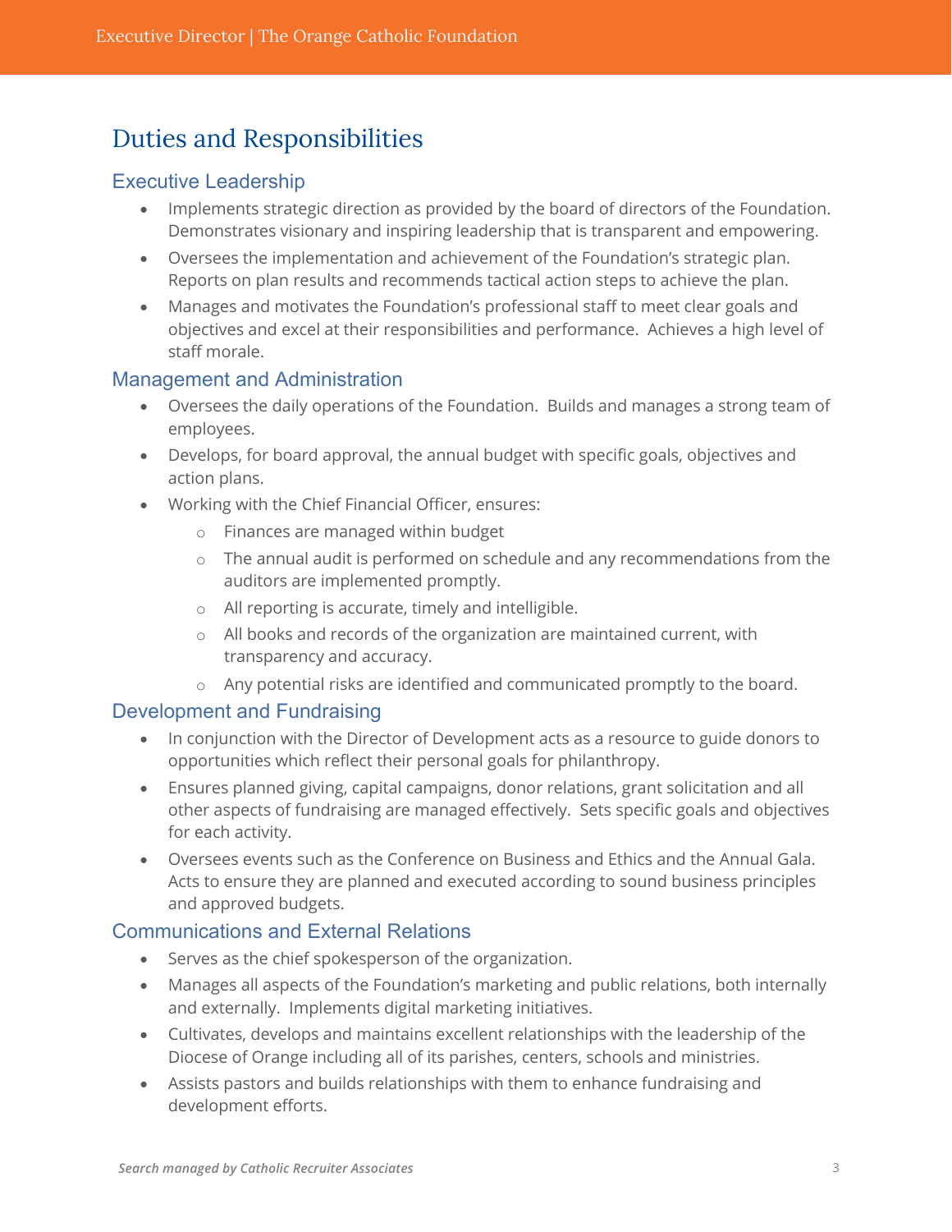# Duties and Responsibilities

## Executive Leadership

- Implements strategic direction as provided by the board of directors of the Foundation. Demonstrates visionary and inspiring leadership that is transparent and empowering.
- Oversees the implementation and achievement of the Foundation's strategic plan. Reports on plan results and recommends tactical action steps to achieve the plan.
- Manages and motivates the Foundation's professional staff to meet clear goals and objectives and excel at their responsibilities and performance. Achieves a high level of staff morale.

## Management and Administration

- Oversees the daily operations of the Foundation. Builds and manages a strong team of employees.
- Develops, for board approval, the annual budget with specific goals, objectives and action plans.
- Working with the Chief Financial Officer, ensures:
  - Finances are managed within budget
  - The annual audit is performed on schedule and any recommendations from the auditors are implemented promptly.
  - All reporting is accurate, timely and intelligible.
  - All books and records of the organization are maintained current, with transparency and accuracy.
  - Any potential risks are identified and communicated promptly to the board.

## Development and Fundraising

- In conjunction with the Director of Development acts as a resource to guide donors to opportunities which reflect their personal goals for philanthropy.
- Ensures planned giving, capital campaigns, donor relations, grant solicitation and all other aspects of fundraising are managed effectively. Sets specific goals and objectives for each activity.
- Oversees events such as the Conference on Business and Ethics and the Annual Gala. Acts to ensure they are planned and executed according to sound business principles and approved budgets.

## Communications and External Relations

- Serves as the chief spokesperson of the organization.
- Manages all aspects of the Foundation's marketing and public relations, both internally and externally. Implements digital marketing initiatives.
- Cultivates, develops and maintains excellent relationships with the leadership of the Diocese of Orange including all of its parishes, centers, schools and ministries.
- Assists pastors and builds relationships with them to enhance fundraising and development efforts.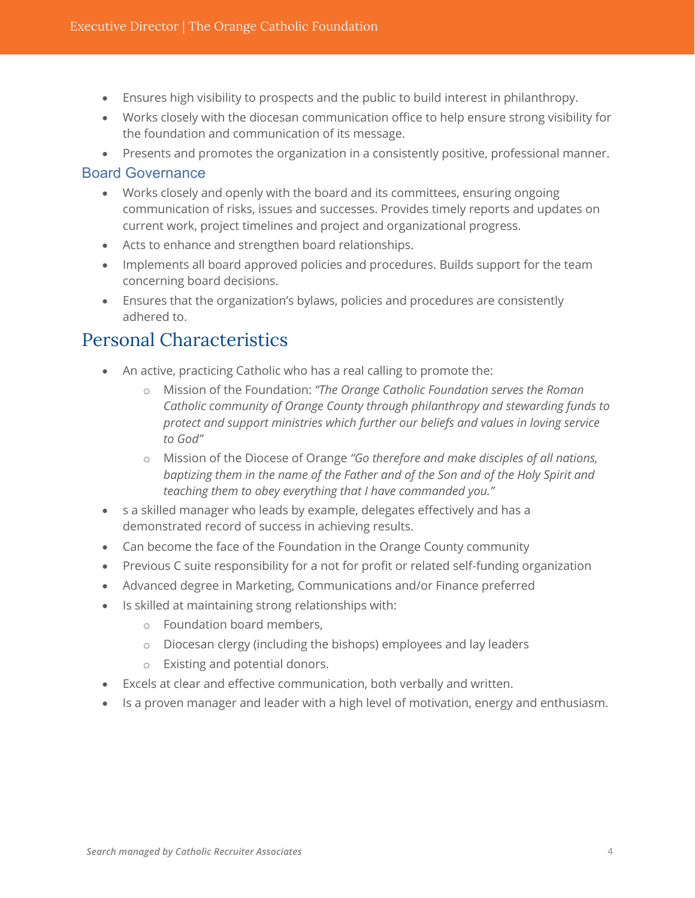- Ensures high visibility to prospects and the public to build interest in philanthropy.
- Works closely with the diocesan communication office to help ensure strong visibility for the foundation and communication of its message.
- Presents and promotes the organization in a consistently positive, professional manner.

### Board Governance

- Works closely and openly with the board and its committees, ensuring ongoing communication of risks, issues and successes. Provides timely reports and updates on current work, project timelines and project and organizational progress.
- Acts to enhance and strengthen board relationships.
- Implements all board approved policies and procedures. Builds support for the team concerning board decisions.
- Ensures that the organization's bylaws, policies and procedures are consistently adhered to.

## Personal Characteristics

- An active, practicing Catholic who has a real calling to promote the:
  - Mission of the Foundation: *"The Orange Catholic Foundation serves the Roman Catholic community of Orange County through philanthropy and stewarding funds to protect and support ministries which further our beliefs and values in loving service to God"*
  - Mission of the Diocese of Orange *"Go therefore and make disciples of all nations, baptizing them in the name of the Father and of the Son and of the Holy Spirit and teaching them to obey everything that I have commanded you."*
- s a skilled manager who leads by example, delegates effectively and has a demonstrated record of success in achieving results.
- Can become the face of the Foundation in the Orange County community
- Previous C suite responsibility for a not for profit or related self-funding organization
- Advanced degree in Marketing, Communications and/or Finance preferred
- Is skilled at maintaining strong relationships with:
  - Foundation board members,
  - Diocesan clergy (including the bishops) employees and lay leaders
  - Existing and potential donors.
- Excels at clear and effective communication, both verbally and written.
- Is a proven manager and leader with a high level of motivation, energy and enthusiasm.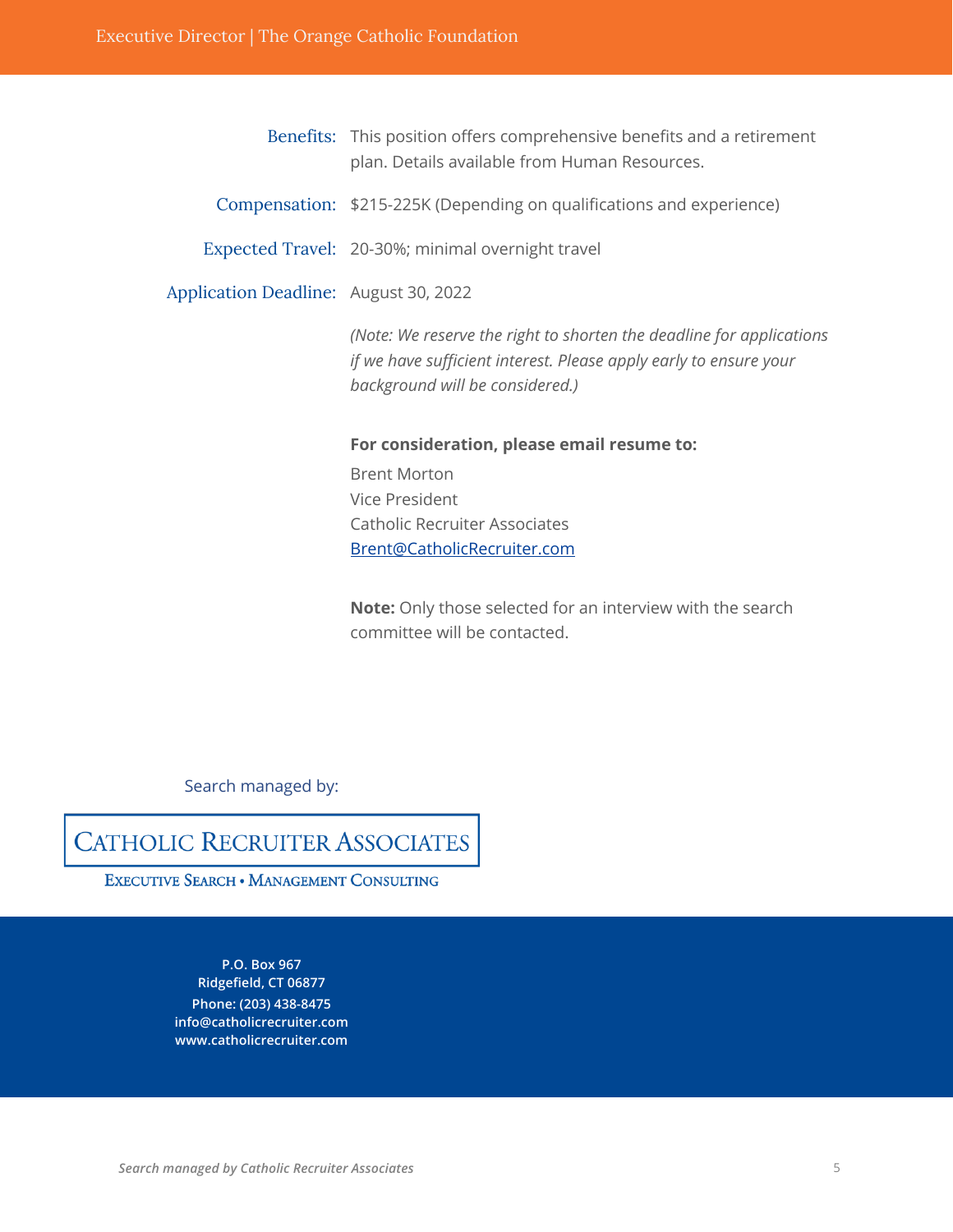**Benefits:** This position offers comprehensive benefits and a retirement plan. Details available from Human Resources.

**Compensation:** $215-225K (Depending on qualifications and experience)

**Expected Travel:** 20-30%; minimal overnight travel

**Application Deadline:** August 30, 2022

*(Note: We reserve the right to shorten the deadline for applications if we have sufficient interest. Please apply early to ensure your background will be considered.)*

**For consideration, please email resume to:**

Brent Morton
Vice President
Catholic Recruiter Associates
Brent@CatholicRecruiter.com

**Note:** Only those selected for an interview with the search committee will be contacted.

Search managed by:

CATHOLIC RECRUITER ASSOCIATES

EXECUTIVE SEARCH • MANAGEMENT CONSULTING

**P.O. Box 967**
**Ridgefield, CT 06877**
**Phone: (203) 438-8475**
**info@catholicrecruiter.com**
**www.catholicrecruiter.com**